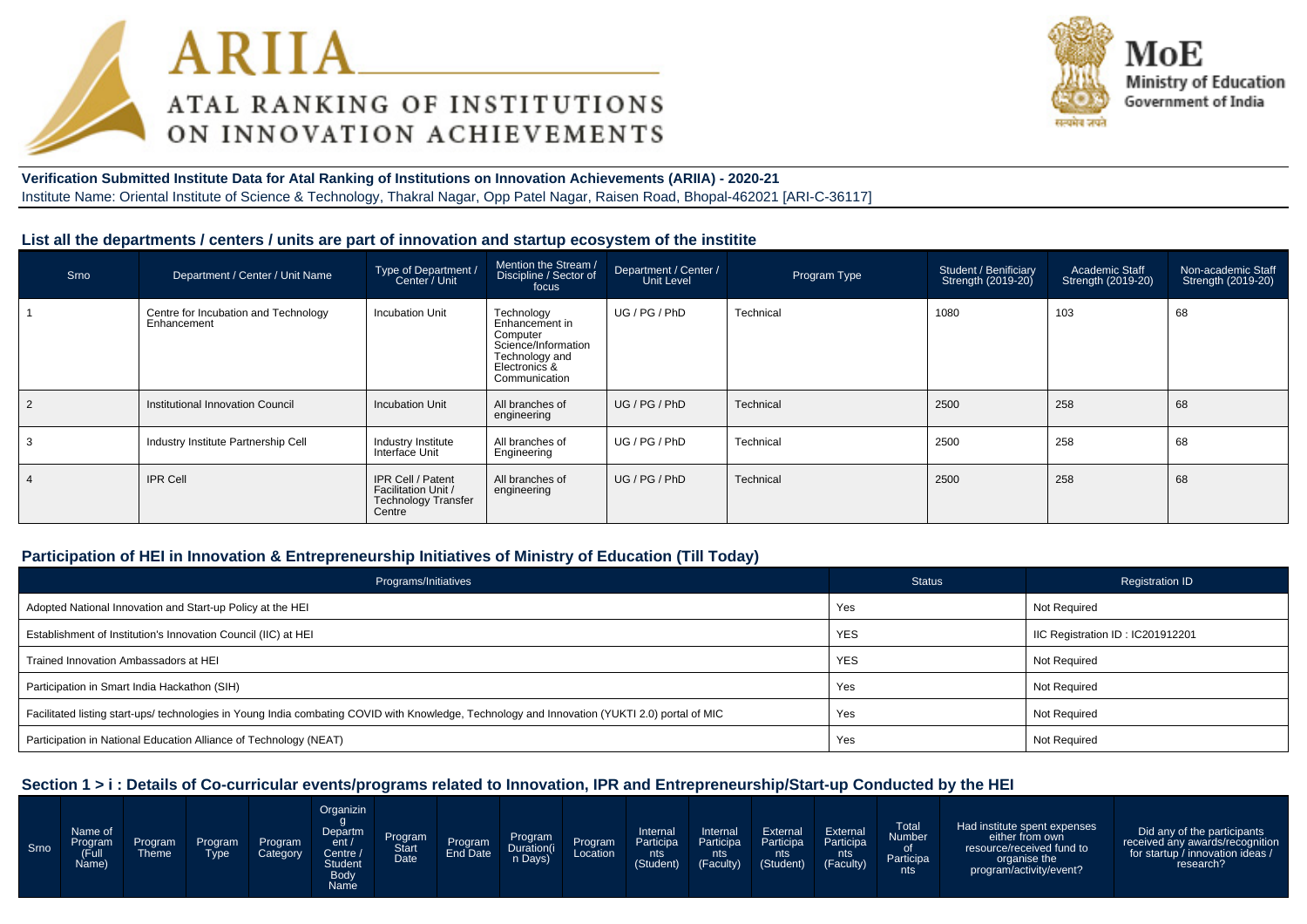ARIIA
ATAL RANKING OF INSTITUTIONS ON INNOVATION ACHIEVEMENTS

MoE
Ministry of Education
Government of India

**Verification Submitted Institute Data for Atal Ranking of Institutions on Innovation Achievements (ARIIA) - 2020-21**

Institute Name: Oriental Institute of Science & Technology, Thakral Nagar, Opp Patel Nagar, Raisen Road, Bhopal-462021 [ARI-C-36117]

## List all the departments / centers / units are part of innovation and startup ecosystem of the institite

| Srno | Department / Center / Unit Name | Type of Department / Center / Unit | Mention the Stream / Discipline / Sector of focus | Department / Center / Unit Level | Program Type | Student / Benificiary Strength (2019-20) | Academic Staff Strength (2019-20) | Non-academic Staff Strength (2019-20) |
|---|---|---|---|---|---|---|---|---|
| 1 | Centre for Incubation and Technology Enhancement | Incubation Unit | Technology Enhancement in Computer Science/Information Technology and Electronics & Communication | UG / PG / PhD | Technical | 1080 | 103 | 68 |
| 2 | Institutional Innovation Council | Incubation Unit | All branches of engineering | UG / PG / PhD | Technical | 2500 | 258 | 68 |
| 3 | Industry Institute Partnership Cell | Industry Institute Interface Unit | All branches of Engineering | UG / PG / PhD | Technical | 2500 | 258 | 68 |
| 4 | IPR Cell | IPR Cell / Patent Facilitation Unit / Technology Transfer Centre | All branches of engineering | UG / PG / PhD | Technical | 2500 | 258 | 68 |

## Participation of HEI in Innovation & Entrepreneurship Initiatives of Ministry of Education (Till Today)

| Programs/Initiatives | Status | Registration ID |
|---|---|---|
| Adopted National Innovation and Start-up Policy at the HEI | Yes | Not Required |
| Establishment of Institution's Innovation Council (IIC) at HEI | YES | IIC Registration ID : IC201912201 |
| Trained Innovation Ambassadors at HEI | YES | Not Required |
| Participation in Smart India Hackathon (SIH) | Yes | Not Required |
| Facilitated listing start-ups/ technologies in Young India combating COVID with Knowledge, Technology and Innovation (YUKTI 2.0) portal of MIC | Yes | Not Required |
| Participation in National Education Alliance of Technology (NEAT) | Yes | Not Required |

## Section 1 > i : Details of Co-curricular events/programs related to Innovation, IPR and Entrepreneurship/Start-up Conducted by the HEI

| Srno | Name of Program (Full Name) | Program Theme | Program Type | Program Category | Organizing Department / Centre / Student Body Name | Program Start Date | Program End Date | Program Duration(in Days) | Program Location | Internal Participants (Student) | Internal Participants (Faculty) | External Participants (Student) | External Participants (Faculty) | Total Number of Participants | Had institute spent expenses either from own resource/received fund to organise the program/activity/event? | Did any of the participants received any awards/recognition for startup / innovation ideas / research? |
|---|---|---|---|---|---|---|---|---|---|---|---|---|---|---|---|---|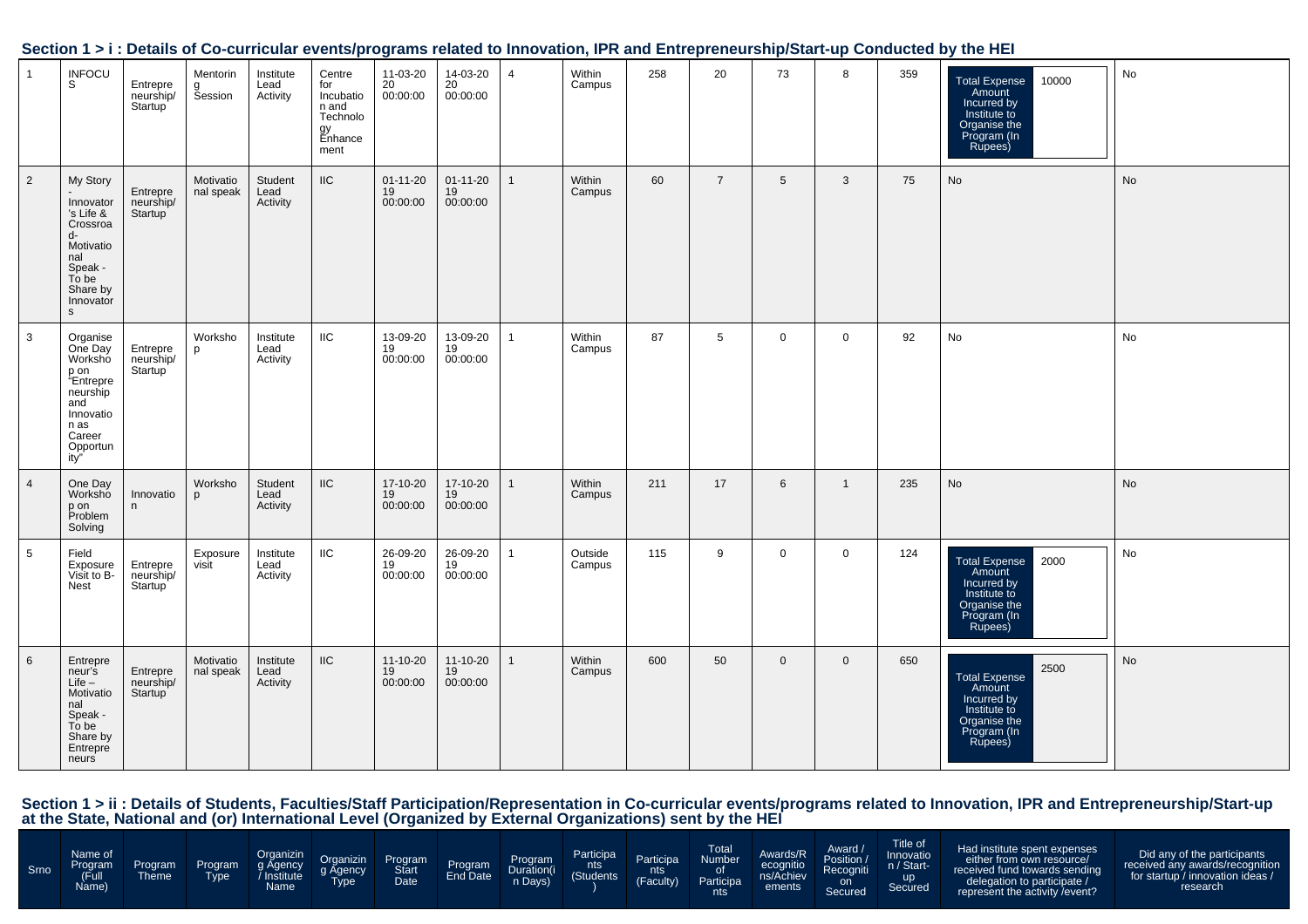## Section 1 > i : Details of Co-curricular events/programs related to Innovation, IPR and Entrepreneurship/Start-up Conducted by the HEI

| | | | | | | | | | | | | | | | | |
|---|---|---|---|---|---|---|---|---|---|---|---|---|---|---|---|---|
| 1 | INFOCUS | Entrepreneurship/Startup | Mentoring Session | Institute Lead Activity | Centre for Incubation and Technology Enhancement | 11-03-2020 00:00:00 | 14-03-2020 00:00:00 | 4 | Within Campus | 258 | 20 | 73 | 8 | 359 | Total Expense Amount Incurred by Institute to Organise the Program (In Rupees) 10000 | No |
| 2 | My Story - Innovator's Life & Crossroad- Motivational Speak - To be Share by Innovators | Entrepreneurship/Startup | Motivational speak | Student Lead Activity | IIC | 01-11-2019 00:00:00 | 01-11-2019 00:00:00 | 1 | Within Campus | 60 | 7 | 5 | 3 | 75 | No | No |
| 3 | Organise One Day Workshop on "Entrepreneurship and Innovation as Career Opportunity" | Entrepreneurship/Startup | Workshop | Institute Lead Activity | IIC | 13-09-2019 00:00:00 | 13-09-2019 00:00:00 | 1 | Within Campus | 87 | 5 | 0 | 0 | 92 | No | No |
| 4 | One Day Workshop on Problem Solving | Innovation | Workshop | Student Lead Activity | IIC | 17-10-2019 00:00:00 | 17-10-2019 00:00:00 | 1 | Within Campus | 211 | 17 | 6 | 1 | 235 | No | No |
| 5 | Field Exposure Visit to B-Nest | Entrepreneurship/Startup | Exposure visit | Institute Lead Activity | IIC | 26-09-2019 00:00:00 | 26-09-2019 00:00:00 | 1 | Outside Campus | 115 | 9 | 0 | 0 | 124 | Total Expense Amount Incurred by Institute to Organise the Program (In Rupees) 2000 | No |
| 6 | Entrepreneur's Life – Motivational Speak - To be Share by Entrepreneurs | Entrepreneurship/Startup | Motivational speak | Institute Lead Activity | IIC | 11-10-2019 00:00:00 | 11-10-2019 00:00:00 | 1 | Within Campus | 600 | 50 | 0 | 0 | 650 | Total Expense Amount Incurred by Institute to Organise the Program (In Rupees) 2500 | No |

## Section 1 > ii : Details of Students, Faculties/Staff Participation/Representation in Co-curricular events/programs related to Innovation, IPR and Entrepreneurship/Start-up at the State, National and (or) International Level (Organized by External Organizations) sent by the HEI

| Srno | Name of Program (Full Name) | Program Theme | Program Type | Organizing Agency / Institute Name | Organizing Agency Type | Program Start Date | Program End Date | Program Duration(in Days) | Participants (Students) | Participants (Faculty) | Total Number of Participants | Awards/Recognitions/Achievements | Award / Position / Recognition Secured | Title of Innovation / Start-up Secured | Had institute spent expenses either from own resource/ received fund towards sending delegation to participate / represent the activity /event? | Did any of the participants received any awards/recognition for startup / innovation ideas / research |
|---|---|---|---|---|---|---|---|---|---|---|---|---|---|---|---|---|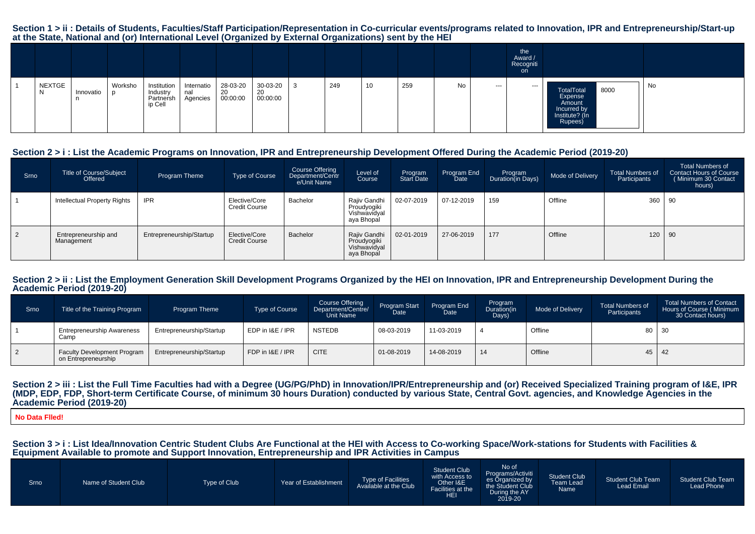## Section 1 > ii : Details of Students, Faculties/Staff Participation/Representation in Co-curricular events/programs related to Innovation, IPR and Entrepreneurship/Start-up at the State, National and (or) International Level (Organized by External Organizations) sent by the HEI

| | | | | | | | | | | | | | | the Award / Recogniti on | | |
|---|---|---|---|---|---|---|---|---|---|---|---|---|---|---|---|---|
| 1 | NEXTGEN | Innovation | Workshop | Institution Industry Partnership Cell | International Agencies | 28-03-2020 00:00:00 | 30-03-2020 00:00:00 | 3 | 249 | 10 | 259 | No | --- | --- | TotalTotal Expense Amount Incurred by Institute? (In Rupees) 8000 | No |

## Section 2 > i : List the Academic Programs on Innovation, IPR and Entrepreneurship Development Offered During the Academic Period (2019-20)

| Srno | Title of Course/Subject Offered | Program Theme | Type of Course | Course Offering Department/Centre/Unit Name | Level of Course | Program Start Date | Program End Date | Program Duration(in Days) | Mode of Delivery | Total Numbers of Participants | Total Numbers of Contact Hours of Course ( Minimum 30 Contact hours) |
|---|---|---|---|---|---|---|---|---|---|---|---|
| 1 | Intellectual Property Rights | IPR | Elective/Core Credit Course | Bachelor | Rajiv Gandhi Proudyogiki Vishwavidyalaya Bhopal | 02-07-2019 | 07-12-2019 | 159 | Offline | 360 | 90 |
| 2 | Entrepreneurship and Management | Entrepreneurship/Startup | Elective/Core Credit Course | Bachelor | Rajiv Gandhi Proudyogiki Vishwavidyalaya Bhopal | 02-01-2019 | 27-06-2019 | 177 | Offline | 120 | 90 |

## Section 2 > ii : List the Employment Generation Skill Development Programs Organized by the HEI on Innovation, IPR and Entrepreneurship Development During the Academic Period (2019-20)

| Srno | Title of the Training Program | Program Theme | Type of Course | Course Offering Department/Centre/Unit Name | Program Start Date | Program End Date | Program Duration(in Days) | Mode of Delivery | Total Numbers of Participants | Total Numbers of Contact Hours of Course ( Minimum 30 Contact hours) |
|---|---|---|---|---|---|---|---|---|---|---|
| 1 | Entrepreneurship Awareness Camp | Entrepreneurship/Startup | EDP in I&E / IPR | NSTEDB | 08-03-2019 | 11-03-2019 | 4 | Offline | 80 | 30 |
| 2 | Faculty Development Program on Entrepreneurship | Entrepreneurship/Startup | FDP in I&E / IPR | CITE | 01-08-2019 | 14-08-2019 | 14 | Offline | 45 | 42 |

## Section 2 > iii : List the Full Time Faculties had with a Degree (UG/PG/PhD) in Innovation/IPR/Entrepreneurship and (or) Received Specialized Training program of I&E, IPR (MDP, EDP, FDP, Short-term Certificate Course, of minimum 30 hours Duration) conducted by various State, Central Govt. agencies, and Knowledge Agencies in the Academic Period (2019-20)

**No Data FIled!**

## Section 3 > i : List Idea/Innovation Centric Student Clubs Are Functional at the HEI with Access to Co-working Space/Work-stations for Students with Facilities & Equipment Available to promote and Support Innovation, Entrepreneurship and IPR Activities in Campus

| Srno | Name of Student Club | Type of Club | Year of Establishment | Type of Facilities Available at the Club | Student Club with Access to Other I&E Facilities at the HEI | No of Programs/Activities Organized by the Student Club During the AY 2019-20 | Student Club Team Lead Name | Student Club Team Lead Email | Student Club Team Lead Phone |
|---|---|---|---|---|---|---|---|---|---|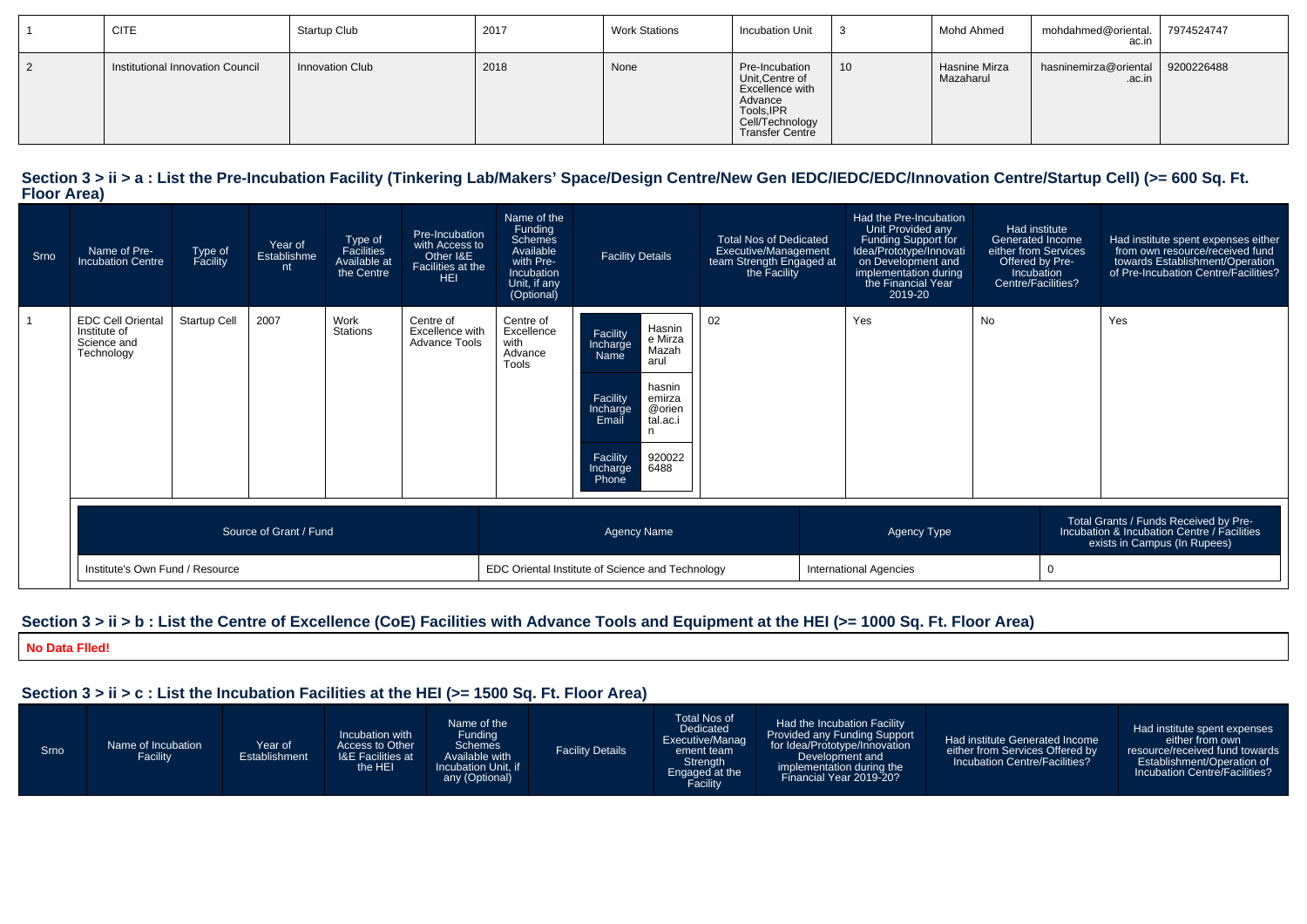| 1 | CITE | Startup Club | 2017 | Work Stations | Incubation Unit | 3 | Mohd Ahmed | mohdahmed@oriental.ac.in | 7974524747 |
|---|---|---|---|---|---|---|---|---|---|
| 2 | Institutional Innovation Council | Innovation Club | 2018 | None | Pre-Incubation Unit,Centre of Excellence with Advance Tools,IPR Cell/Technology Transfer Centre | 10 | Hasnine Mirza Mazaharul | hasninemirza@oriental.ac.in | 9200226488 |

## Section 3 > ii > a : List the Pre-Incubation Facility (Tinkering Lab/Makers' Space/Design Centre/New Gen IEDC/IEDC/EDC/Innovation Centre/Startup Cell) (>= 600 Sq. Ft. Floor Area)

| Srno | Name of Pre-Incubation Centre | Type of Facility | Year of Establishment | Type of Facilities Available at the Centre | Pre-Incubation with Access to Other I&E Facilities at the HEI | Name of the Funding Schemes Available with Pre-Incubation Unit, if any (Optional) | Facility Details | Total Nos of Dedicated Executive/Management team Strength Engaged at the Facility | Had the Pre-Incubation Unit Provided any Funding Support for Idea/Prototype/Innovation on Development and implementation during the Financial Year 2019-20 | Had institute Generated Income either from Services Offered by Pre-Incubation Centre/Facilities? | Had institute spent expenses either from own resource/received fund towards Establishment/Operation of Pre-Incubation Centre/Facilities? |
|---|---|---|---|---|---|---|---|---|---|---|---|
| 1 | EDC Cell Oriental Institute of Science and Technology | Startup Cell | 2007 | Work Stations | Centre of Excellence with Advance Tools | Centre of Excellence with Advance Tools | Facility Incharge Name: Hasnine Mirza Mazaharul; Facility Incharge Email: hasninemirza@oriental.ac.in; Facility Incharge Phone: 9200226488 | 02 | Yes | No | Yes |

| Source of Grant / Fund | Agency Name | Agency Type | Total Grants / Funds Received by Pre-Incubation & Incubation Centre / Facilities exists in Campus (In Rupees) |
|---|---|---|---|
| Institute's Own Fund / Resource | EDC Oriental Institute of Science and Technology | International Agencies | 0 |

## Section 3 > ii > b : List the Centre of Excellence (CoE) Facilities with Advance Tools and Equipment at the HEI (>= 1000 Sq. Ft. Floor Area)

**No Data Flled!**

## Section 3 > ii > c : List the Incubation Facilities at the HEI (>= 1500 Sq. Ft. Floor Area)

| Srno | Name of Incubation Facility | Year of Establishment | Incubation with Access to Other I&E Facilities at the HEI | Name of the Funding Schemes Available with Incubation Unit, if any (Optional) | Facility Details | Total Nos of Dedicated Executive/Management team Strength Engaged at the Facility | Had the Incubation Facility Provided any Funding Support for Idea/Prototype/Innovation Development and implementation during the Financial Year 2019-20? | Had institute Generated Income either from Services Offered by Incubation Centre/Facilities? | Had institute spent expenses either from own resource/received fund towards Establishment/Operation of Incubation Centre/Facilities? |
|---|---|---|---|---|---|---|---|---|---|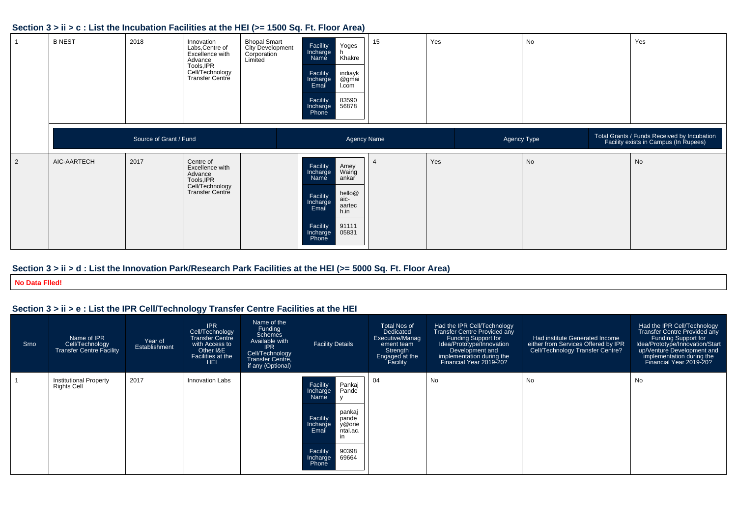## Section 3 > ii > c : List the Incubation Facilities at the HEI (>= 1500 Sq. Ft. Floor Area)

| 1 | B NEST | 2018 | Innovation Labs,Centre of Excellence with Advance Tools,IPR Cell/Technology Transfer Centre | Bhopal Smart City Development Corporation Limited | Facility Incharge Name: Yogesh Khakre; Facility Incharge Email: indiayk@gmail.com; Facility Incharge Phone: 8359056878 | 15 | Yes | No | Yes |
|---|---|---|---|---|---|---|---|---|---|
| | Source of Grant / Fund | | | | Agency Name | | | Agency Type | Total Grants / Funds Received by Incubation Facility exists in Campus (In Rupees) |
| 2 | AIC-AARTECH | 2017 | Centre of Excellence with Advance Tools,IPR Cell/Technology Transfer Centre | | Facility Incharge Name: Amey Waingankar; Facility Incharge Email: hello@aic-aartech.in; Facility Incharge Phone: 9111105831 | 4 | Yes | No | No |

## Section 3 > ii > d : List the Innovation Park/Research Park Facilities at the HEI (>= 5000 Sq. Ft. Floor Area)

**No Data Flled!**

## Section 3 > ii > e : List the IPR Cell/Technology Transfer Centre Facilities at the HEI

| Srno | Name of IPR Cell/Technology Transfer Centre Facility | Year of Establishment | IPR Cell/Technology Transfer Centre with Access to Other I&E Facilities at the HEI | Name of the Funding Schemes Available with IPR Cell/Technology Transfer Centre, if any (Optional) | Facility Details | Total Nos of Dedicated Executive/Management team Strength Engaged at the Facility | Had the IPR Cell/Technology Transfer Centre Provided any Funding Support for Idea/Prototype/Innovation Development and implementation during the Financial Year 2019-20? | Had institute Generated Income either from Services Offered by IPR Cell/Technology Transfer Centre? | Had the IPR Cell/Technology Transfer Centre Provided any Funding Support for Idea/Prototype/Innovation/Startup/Venture Development and implementation during the Financial Year 2019-20? |
|---|---|---|---|---|---|---|---|---|---|
| 1 | Institutional Property Rights Cell | 2017 | Innovation Labs | | Facility Incharge Name: Pankaj Pandey; Facility Incharge Email: pankajpandey@oriental.ac.in; Facility Incharge Phone: 9039869664 | 04 | No | No | No |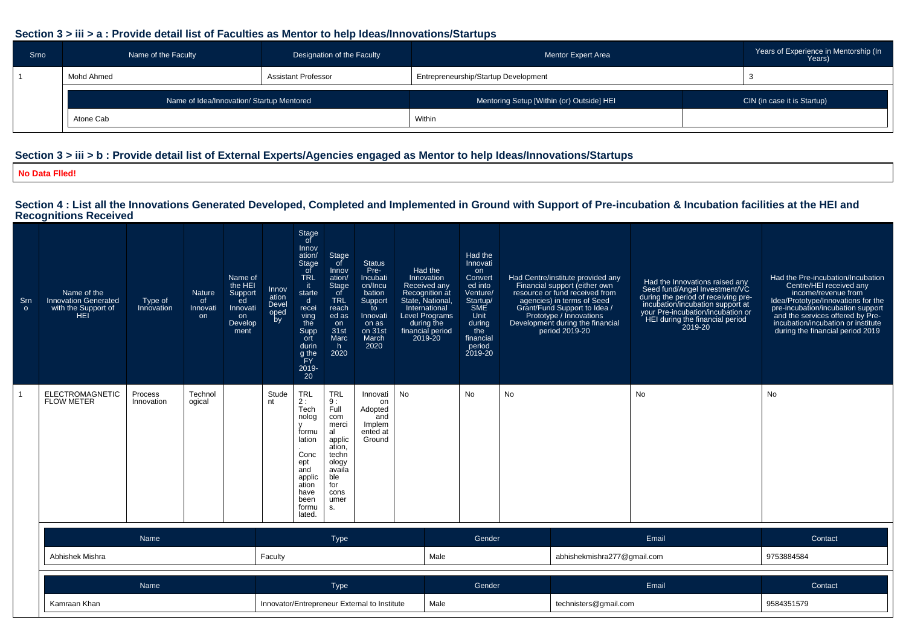## Section 3 > iii > a : Provide detail list of Faculties as Mentor to help Ideas/Innovations/Startups

| Srno | Name of the Faculty | Designation of the Faculty | Mentor Expert Area | Years of Experience in Mentorship (In Years) |
|---|---|---|---|---|
| 1 | Mohd Ahmed | Assistant Professor | Entrepreneurship/Startup Development | 3 |

| Name of Idea/Innovation/ Startup Mentored | Mentoring Setup [Within (or) Outside] HEI | CIN (in case it is Startup) |
|---|---|---|
| Atone Cab | Within | |

## Section 3 > iii > b : Provide detail list of External Experts/Agencies engaged as Mentor to help Ideas/Innovations/Startups

**No Data Flled!**

## Section 4 : List all the Innovations Generated Developed, Completed and Implemented in Ground with Support of Pre-incubation & Incubation facilities at the HEI and Recognitions Received

| Srno | Name of the Innovation Generated with the Support of HEI | Type of Innovation | Nature of Innovation | Name of the HEI Supported Innovation Development | Innovation Developed by | Stage of Innovation/ Stage of TRL it started receiving the Support during the FY 2019-20 | Stage of Innovation/ Stage of TRL reached as on 31st March 2020 | Status Pre-Incubation/Incubation Support to Innovation as on 31st March 2020 | Had the Innovation Received any Recognition at State, National, International Level Programs during the financial period 2019-20 | Had the Innovation Converted into Venture/ Startup/ SME Unit during the financial period 2019-20 | Had Centre/institute provided any Financial support (either own resource or fund received from agencies) in terms of Seed Grant/Fund Support to Idea / Prototype / Innovations Development during the financial period 2019-20 | Had the Innovations raised any Seed fund/Angel Investment/VC during the period of receiving pre-incubation/incubation support at your Pre-incubation/incubation or HEI during the financial period 2019-20 | Had the Pre-incubation/Incubation Centre/HEI received any income/revenue from Idea/Prototype/Innovations for the pre-incubation/incubation support and the services offered by Pre-incubation/incubation or institute during the financial period 2019 |
|---|---|---|---|---|---|---|---|---|---|---|---|---|---|
| 1 | ELECTROMAGNETIC FLOW METER | Process Innovation | Technological | | Student | TRL 2 : Technology formulation. Concept and application have been formulated. | TRL 9 : Full commercial application, technology available for consumers. | Innovation Adopted and Implemented at Ground | No | No | No | No | No |

| Name | Type | Gender | Email | Contact |
|---|---|---|---|---|
| Abhishek Mishra | Faculty | Male | abhishekmishra277@gmail.com | 9753884584 |

| Name | Type | Gender | Email | Contact |
|---|---|---|---|---|
| Kamraan Khan | Innovator/Entrepreneur External to Institute | Male | technisters@gmail.com | 9584351579 |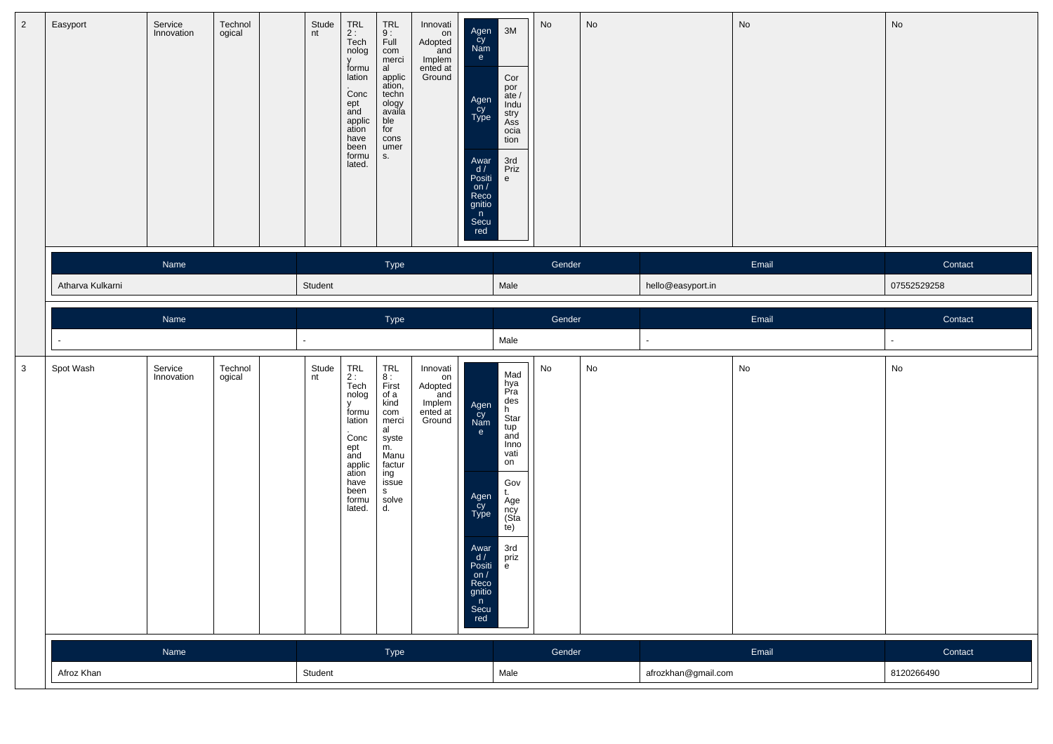| 2 | Easyport | Service Innovation | Technological | | Student | TRL 2 : Technology formulation. Concept and application have been formulated. | TRL 9 : Full commercial application, technology available for consumers. | Innovation Adopted and Implemented at Ground | Agency Name: 3M<br>Agency Type: Corporate / Industry Association<br>Award / Position / Recognition Secured: 3rd Prize | No | No | No | No |
|---|---|---|---|---|---|---|---|---|---|---|---|---|---|

| Name | Type | Gender | Email | Contact |
|---|---|---|---|---|
| Atharva Kulkarni | Student | Male | hello@easyport.in | 07552529258 |

| Name | Type | Gender | Email | Contact |
|---|---|---|---|---|
| - | - | Male | - | - |

| 3 | Spot Wash | Service Innovation | Technological | | Student | TRL 2 : Technology formulation. Concept and application have been formulated. | TRL 8 : First of a kind commercial system. Manufacturing issues solved. | Innovation Adopted and Implemented at Ground | Agency Name: Madhya Pradesh Startup and Innovation<br>Agency Type: Govt. Agency (State)<br>Award / Position / Recognition Secured: 3rd prize | No | No | No | No |
|---|---|---|---|---|---|---|---|---|---|---|---|---|---|

| Name | Type | Gender | Email | Contact |
|---|---|---|---|---|
| Afroz Khan | Student | Male | afrozkhan@gmail.com | 8120266490 |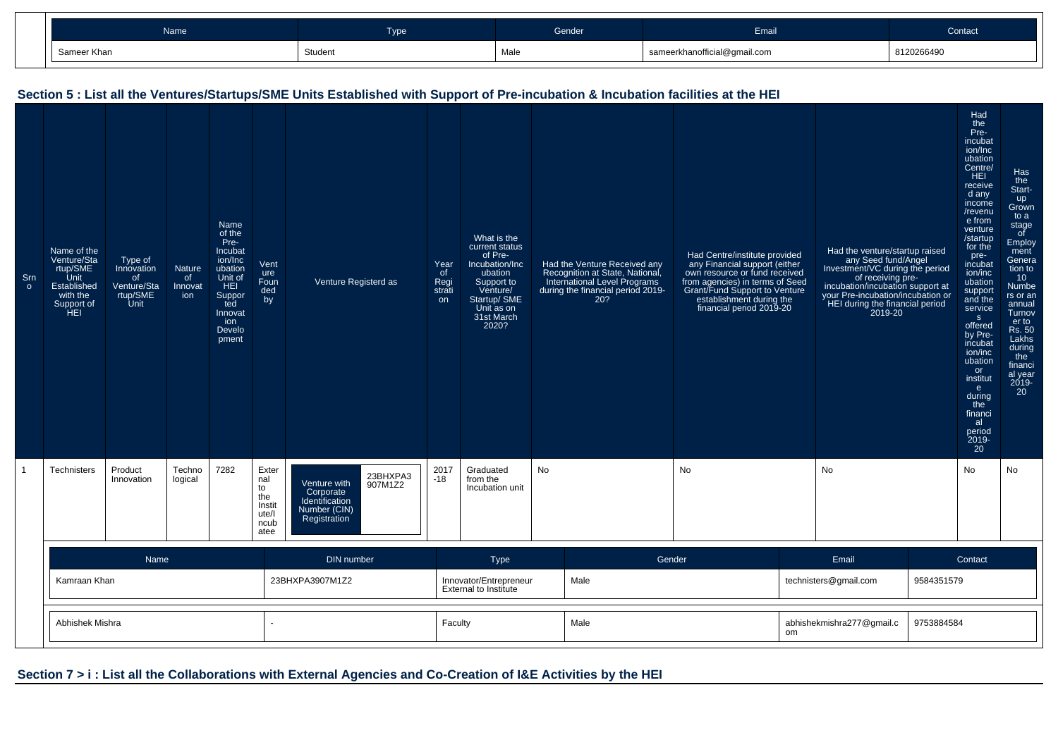| Name | Type | Gender | Email | Contact |
|---|---|---|---|---|
| Sameer Khan | Student | Male | sameerkhanofficial@gmail.com | 8120266490 |

## Section 5 : List all the Ventures/Startups/SME Units Established with Support of Pre-incubation & Incubation facilities at the HEI

| Srno | Name of the Venture/Startup/SME Unit Established with the Support of HEI | Type of Innovation of Venture/Startup/SME Unit | Nature of Innovation | Name of the Pre-Incubation/Incubation Unit of HEI Supported Innovation Development | Venture Founded by | Venture Registerd as | | Year of Registration | What is the current status of Pre-Incubation/Incubation Support to Venture/Startup/ SME Unit as on 31st March 2020? | Had the Venture Received any Recognition at State, National, International Level Programs during the financial period 2019-20? | Had Centre/institute provided any Financial support (either own resource or fund received from agencies) in terms of Seed Grant/Fund Support to Venture establishment during the financial period 2019-20 | Had the venture/startup raised any Seed fund/Angel Investment/VC during the period of receiving pre-incubation/incubation support at your Pre-incubation/incubation or HEI during the financial period 2019-20 | Had the Pre-incubation/Incubation Centre/HEI received any income/revenue from venture/startup for the pre-incubation/incubation support and the services offered by Pre-incubation/incubation or institute during the financial period 2019-20 | Has the Start-up Grown to a stage of Employment Generation to 10 Numbers or an annual Turnover to Rs. 50 Lakhs during the financial year 2019-20 |
|---|---|---|---|---|---|---|---|---|---|---|---|---|---|---|
| 1 | Technisters | Product Innovation | Technological | 7282 | External to the Institute/Incubatee | Venture with Corporate Identification Number (CIN) Registration | 23BHXPA3907M1Z2 | 2017-18 | Graduated from the Incubation unit | No | No | No | No | No |

| Name | DIN number | Type | Gender | Email | Contact |
|---|---|---|---|---|---|
| Kamraan Khan | 23BHXPA3907M1Z2 | Innovator/Entrepreneur External to Institute | Male | technisters@gmail.com | 9584351579 |
| Abhishek Mishra | - | Faculty | Male | abhishekmishra277@gmail.com | 9753884584 |

## Section 7 > i : List all the Collaborations with External Agencies and Co-Creation of I&E Activities by the HEI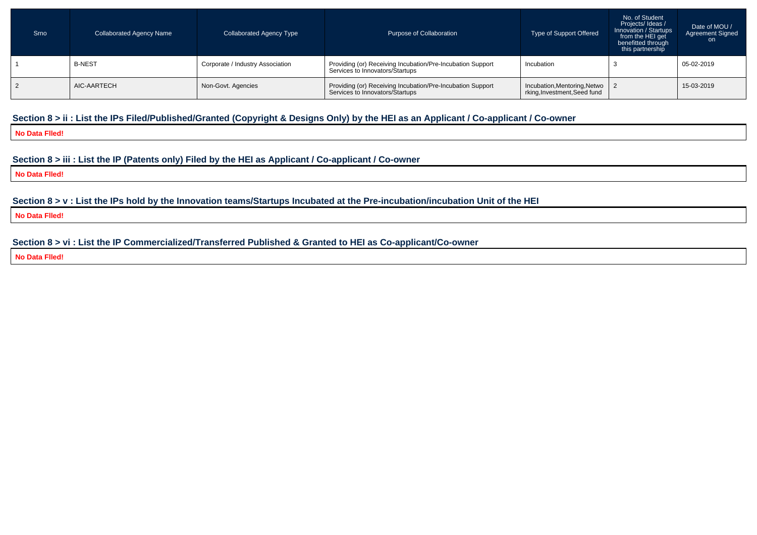| Srno | Collaborated Agency Name | Collaborated Agency Type | Purpose of Collaboration | Type of Support Offered | No. of Student Projects/ Ideas / Innovation / Startups from the HEI get benefitted through this partnership | Date of MOU / Agreement Signed on |
|---|---|---|---|---|---|---|
| 1 | B-NEST | Corporate / Industry Association | Providing (or) Receiving Incubation/Pre-Incubation Support Services to Innovators/Startups | Incubation | 3 | 05-02-2019 |
| 2 | AIC-AARTECH | Non-Govt. Agencies | Providing (or) Receiving Incubation/Pre-Incubation Support Services to Innovators/Startups | Incubation,Mentoring,Networking,Investment,Seed fund | 2 | 15-03-2019 |

### Section 8 > ii : List the IPs Filed/Published/Granted (Copyright & Designs Only) by the HEI as an Applicant / Co-applicant / Co-owner

**No Data FIled!**

### Section 8 > iii : List the IP (Patents only) Filed by the HEI as Applicant / Co-applicant / Co-owner

**No Data FIled!**

### Section 8 > v : List the IPs hold by the Innovation teams/Startups Incubated at the Pre-incubation/incubation Unit of the HEI

**No Data FIled!**

### Section 8 > vi : List the IP Commercialized/Transferred Published & Granted to HEI as Co-applicant/Co-owner

**No Data FIled!**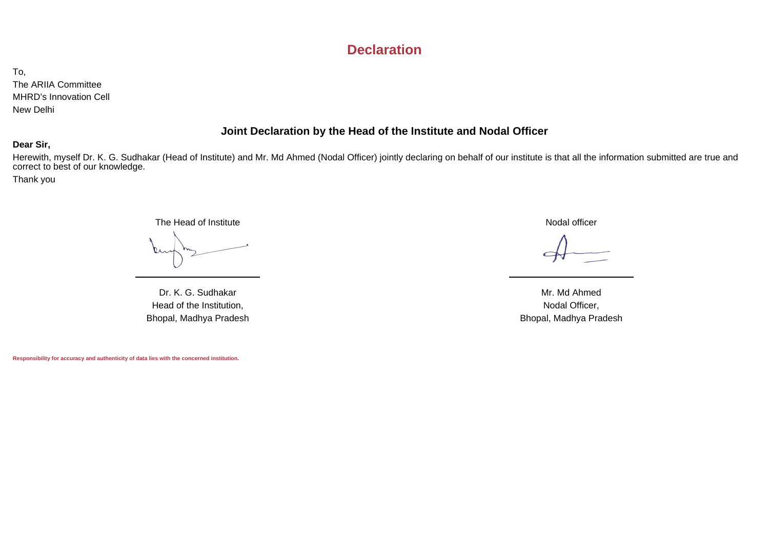# Declaration

To,
The ARIIA Committee
MHRD's Innovation Cell
New Delhi

## Joint Declaration by the Head of the Institute and Nodal Officer

**Dear Sir,**

Herewith, myself Dr. K. G. Sudhakar (Head of Institute) and Mr. Md Ahmed (Nodal Officer) jointly declaring on behalf of our institute is that all the information submitted are true and correct to best of our knowledge.

Thank you

| | |
|---|---|
| The Head of Institute | Nodal officer |
| Dr. K. G. Sudhakar | Mr. Md Ahmed |
| Head of the Institution, | Nodal Officer, |
| Bhopal, Madhya Pradesh | Bhopal, Madhya Pradesh |

**Responsibility for accuracy and authenticity of data lies with the concerned institution.**